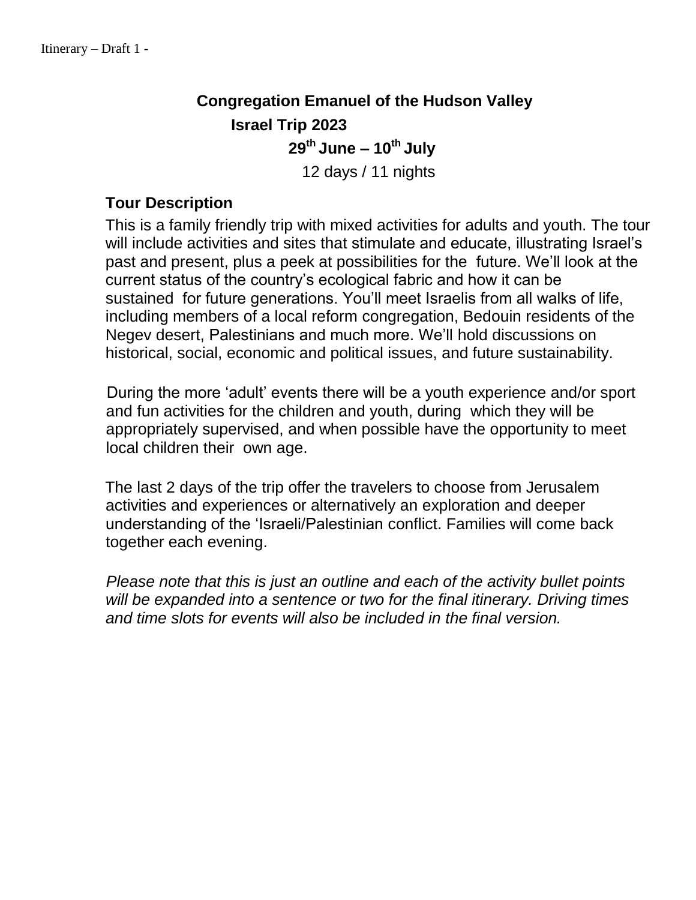Itinerary – Draft 1 -

# Congregation Emanuel of the Hudson Valley

## Israel Trip 2023

**29th June – 10th July**

12 days / 11 nights

### Tour Description

This is a family friendly trip with mixed activities for adults and youth. The tour will include activities and sites that stimulate and educate, illustrating Israel's past and present, plus a peek at possibilities for the future. We'll look at the current status of the country's ecological fabric and how it can be sustained for future generations. You'll meet Israelis from all walks of life, including members of a local reform congregation, Bedouin residents of the Negev desert, Palestinians and much more. We'll hold discussions on historical, social, economic and political issues, and future sustainability.

During the more 'adult' events there will be a youth experience and/or sport and fun activities for the children and youth, during which they will be appropriately supervised, and when possible have the opportunity to meet local children their own age.

The last 2 days of the trip offer the travelers to choose from Jerusalem activities and experiences or alternatively an exploration and deeper understanding of the 'Israeli/Palestinian conflict. Families will come back together each evening.

*Please note that this is just an outline and each of the activity bullet points will be expanded into a sentence or two for the final itinerary. Driving times and time slots for events will also be included in the final version.*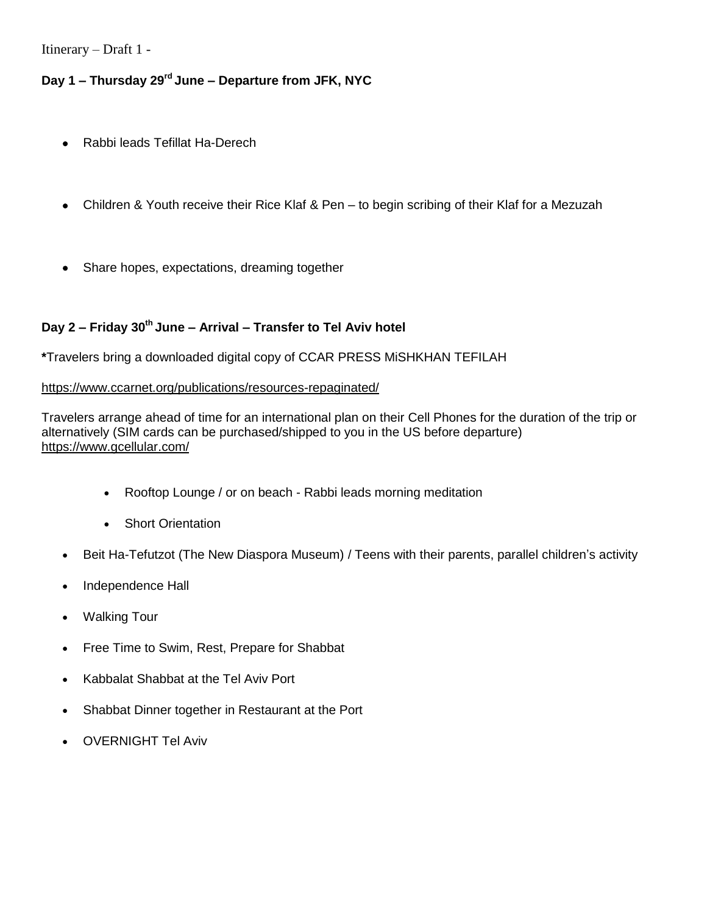Itinerary – Draft 1 -

**Day 1 – Thursday 29rd June – Departure from JFK, NYC**

- Rabbi leads Tefillat Ha-Derech
- Children & Youth receive their Rice Klaf & Pen – to begin scribing of their Klaf for a Mezuzah
- Share hopes, expectations, dreaming together

**Day 2 – Friday 30th June – Arrival – Transfer to Tel Aviv hotel**

***Travelers bring a downloaded digital copy of CCAR PRESS MiSHKHAN TEFILAH

https://www.ccarnet.org/publications/resources-repaginated/

Travelers arrange ahead of time for an international plan on their Cell Phones for the duration of the trip or alternatively (SIM cards can be purchased/shipped to you in the US before departure) https://www.gcellular.com/

  - Rooftop Lounge / or on beach - Rabbi leads morning meditation
  - Short Orientation
- Beit Ha-Tefutzot (The New Diaspora Museum) / Teens with their parents, parallel children's activity
- Independence Hall
- Walking Tour
- Free Time to Swim, Rest, Prepare for Shabbat
- Kabbalat Shabbat at the Tel Aviv Port
- Shabbat Dinner together in Restaurant at the Port
- OVERNIGHT Tel Aviv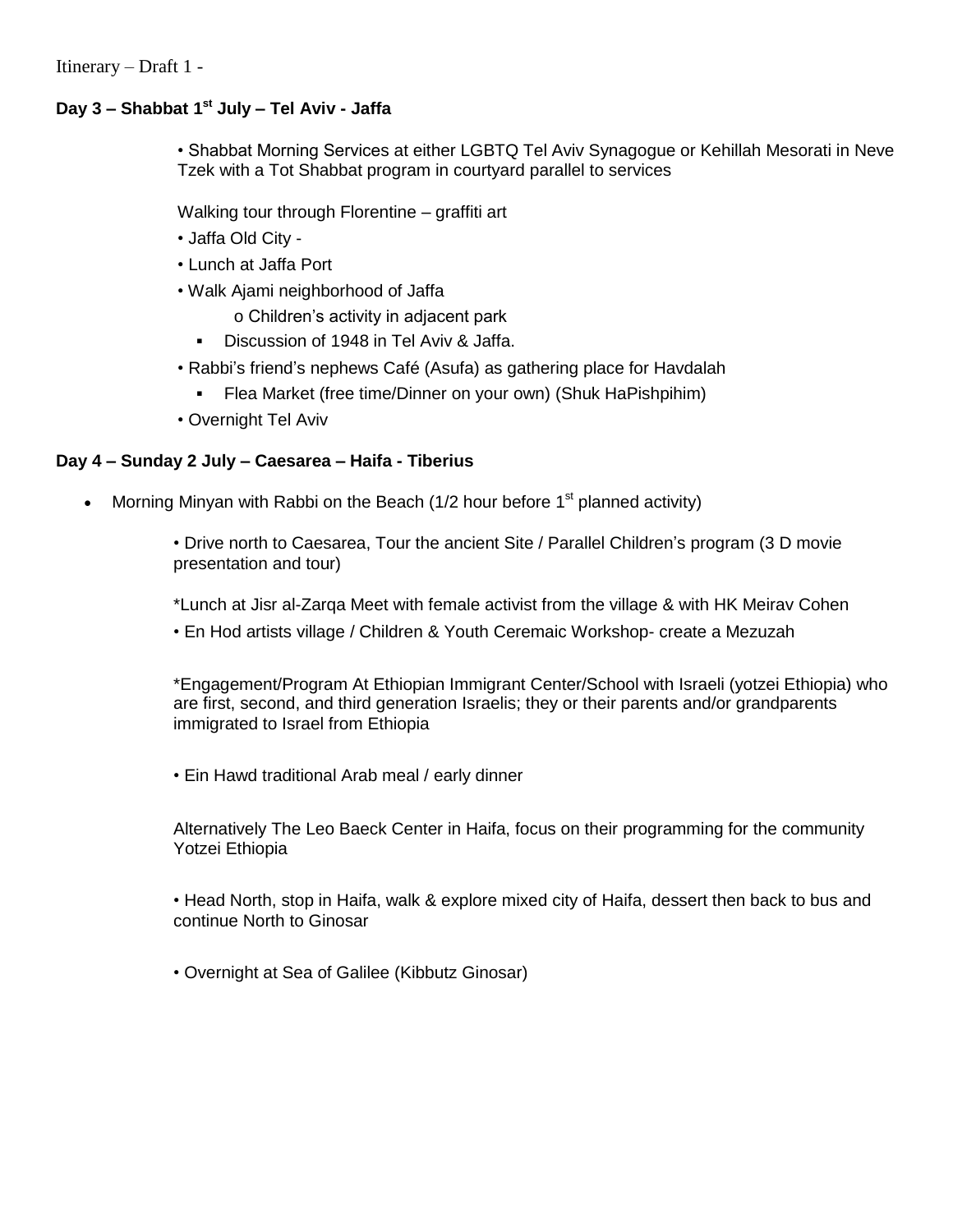Itinerary – Draft 1 -

**Day 3 – Shabbat 1st July – Tel Aviv - Jaffa**

• Shabbat Morning Services at either LGBTQ Tel Aviv Synagogue or Kehillah Mesorati in Neve Tzek with a Tot Shabbat program in courtyard parallel to services

Walking tour through Florentine – graffiti art

- Jaffa Old City -
- Lunch at Jaffa Port
- Walk Ajami neighborhood of Jaffa
  - Children's activity in adjacent park
  - Discussion of 1948 in Tel Aviv & Jaffa.
- Rabbi's friend's nephews Café (Asufa) as gathering place for Havdalah
  - Flea Market (free time/Dinner on your own) (Shuk HaPishpihim)
- Overnight Tel Aviv

**Day 4 – Sunday 2 July – Caesarea – Haifa - Tiberius**

- Morning Minyan with Rabbi on the Beach (1/2 hour before 1st planned activity)

• Drive north to Caesarea, Tour the ancient Site / Parallel Children's program (3 D movie presentation and tour)

*Lunch at Jisr al-Zarqa Meet with female activist from the village & with HK Meirav Cohen

• En Hod artists village / Children & Youth Ceremaic Workshop- create a Mezuzah

*Engagement/Program At Ethiopian Immigrant Center/School with Israeli (yotzei Ethiopia) who are first, second, and third generation Israelis; they or their parents and/or grandparents immigrated to Israel from Ethiopia

• Ein Hawd traditional Arab meal / early dinner

Alternatively The Leo Baeck Center in Haifa, focus on their programming for the community Yotzei Ethiopia

• Head North, stop in Haifa, walk & explore mixed city of Haifa, dessert then back to bus and continue North to Ginosar

• Overnight at Sea of Galilee (Kibbutz Ginosar)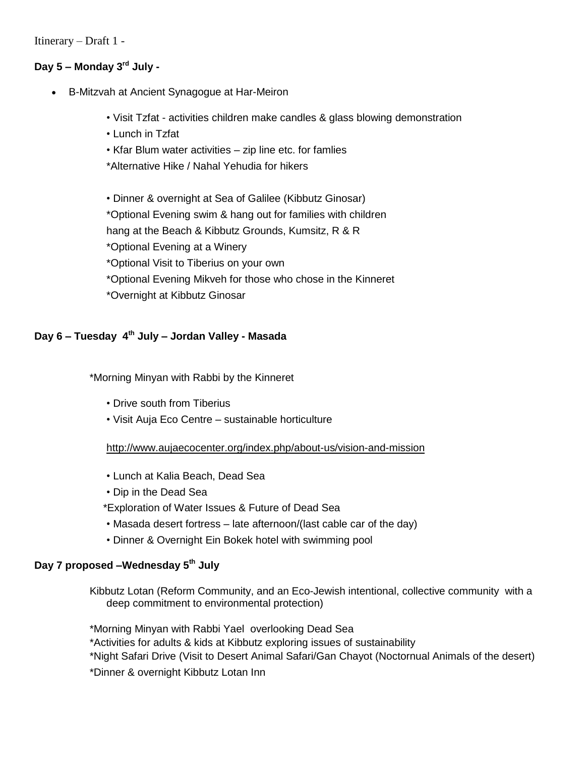Itinerary – Draft 1 -

**Day 5 – Monday 3rd July -**

- B-Mitzvah at Ancient Synagogue at Har-Meiron

  • Visit Tzfat - activities children make candles & glass blowing demonstration
  • Lunch in Tzfat
  • Kfar Blum water activities – zip line etc. for famlies
  *Alternative Hike / Nahal Yehudia for hikers

  • Dinner & overnight at Sea of Galilee (Kibbutz Ginosar)
  *Optional Evening swim & hang out for families with children
  hang at the Beach & Kibbutz Grounds, Kumsitz, R & R
  *Optional Evening at a Winery
  *Optional Visit to Tiberius on your own
  *Optional Evening Mikveh for those who chose in the Kinneret
  *Overnight at Kibbutz Ginosar

**Day 6 – Tuesday 4th July – Jordan Valley - Masada**

*Morning Minyan with Rabbi by the Kinneret

  • Drive south from Tiberius
  • Visit Auja Eco Centre – sustainable horticulture

  http://www.aujaecocenter.org/index.php/about-us/vision-and-mission

  • Lunch at Kalia Beach, Dead Sea
  • Dip in the Dead Sea
  *Exploration of Water Issues & Future of Dead Sea
  • Masada desert fortress – late afternoon/(last cable car of the day)
  • Dinner & Overnight Ein Bokek hotel with swimming pool

**Day 7 proposed –Wednesday 5th July**

Kibbutz Lotan (Reform Community, and an Eco-Jewish intentional, collective community with a deep commitment to environmental protection)

*Morning Minyan with Rabbi Yael overlooking Dead Sea
*Activities for adults & kids at Kibbutz exploring issues of sustainability
*Night Safari Drive (Visit to Desert Animal Safari/Gan Chayot (Noctornual Animals of the desert)
*Dinner & overnight Kibbutz Lotan Inn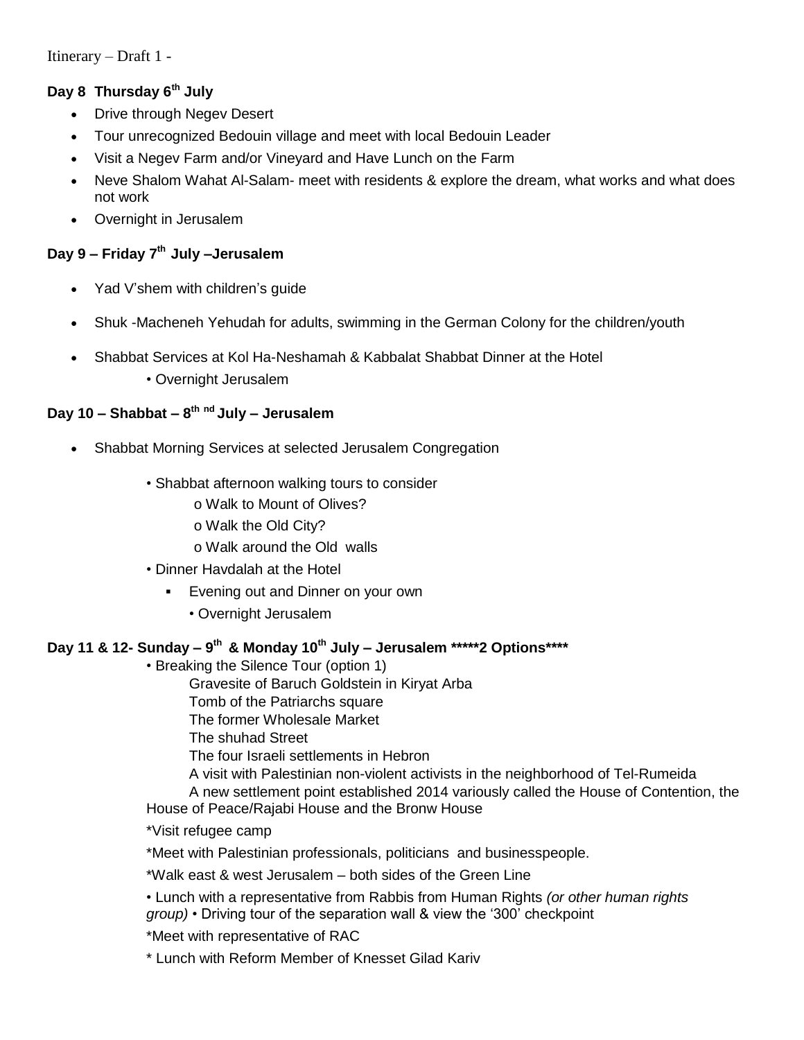Itinerary – Draft 1 -

### Day 8 Thursday 6th July

- Drive through Negev Desert
- Tour unrecognized Bedouin village and meet with local Bedouin Leader
- Visit a Negev Farm and/or Vineyard and Have Lunch on the Farm
- Neve Shalom Wahat Al-Salam- meet with residents & explore the dream, what works and what does not work
- Overnight in Jerusalem

### Day 9 – Friday 7th July –Jerusalem

- Yad V'shem with children's guide
- Shuk -Macheneh Yehudah for adults, swimming in the German Colony for the children/youth
- Shabbat Services at Kol Ha-Neshamah & Kabbalat Shabbat Dinner at the Hotel
    - Overnight Jerusalem

### Day 10 – Shabbat – 8th nd July – Jerusalem

- Shabbat Morning Services at selected Jerusalem Congregation
    - Shabbat afternoon walking tours to consider
        - Walk to Mount of Olives?
        - Walk the Old City?
        - Walk around the Old walls
    - Dinner Havdalah at the Hotel
        - Evening out and Dinner on your own
            - Overnight Jerusalem

### Day 11 & 12- Sunday – 9th & Monday 10th July – Jerusalem *****2 Options****

• Breaking the Silence Tour (option 1)

Gravesite of Baruch Goldstein in Kiryat Arba
Tomb of the Patriarchs square
The former Wholesale Market
The shuhad Street
The four Israeli settlements in Hebron
A visit with Palestinian non-violent activists in the neighborhood of Tel-Rumeida
A new settlement point established 2014 variously called the House of Contention, the House of Peace/Rajabi House and the Bronw House

*Visit refugee camp

*Meet with Palestinian professionals, politicians and businesspeople.

*Walk east & west Jerusalem – both sides of the Green Line

• Lunch with a representative from Rabbis from Human Rights *(or other human rights group)* • Driving tour of the separation wall & view the '300' checkpoint

*Meet with representative of RAC

* Lunch with Reform Member of Knesset Gilad Kariv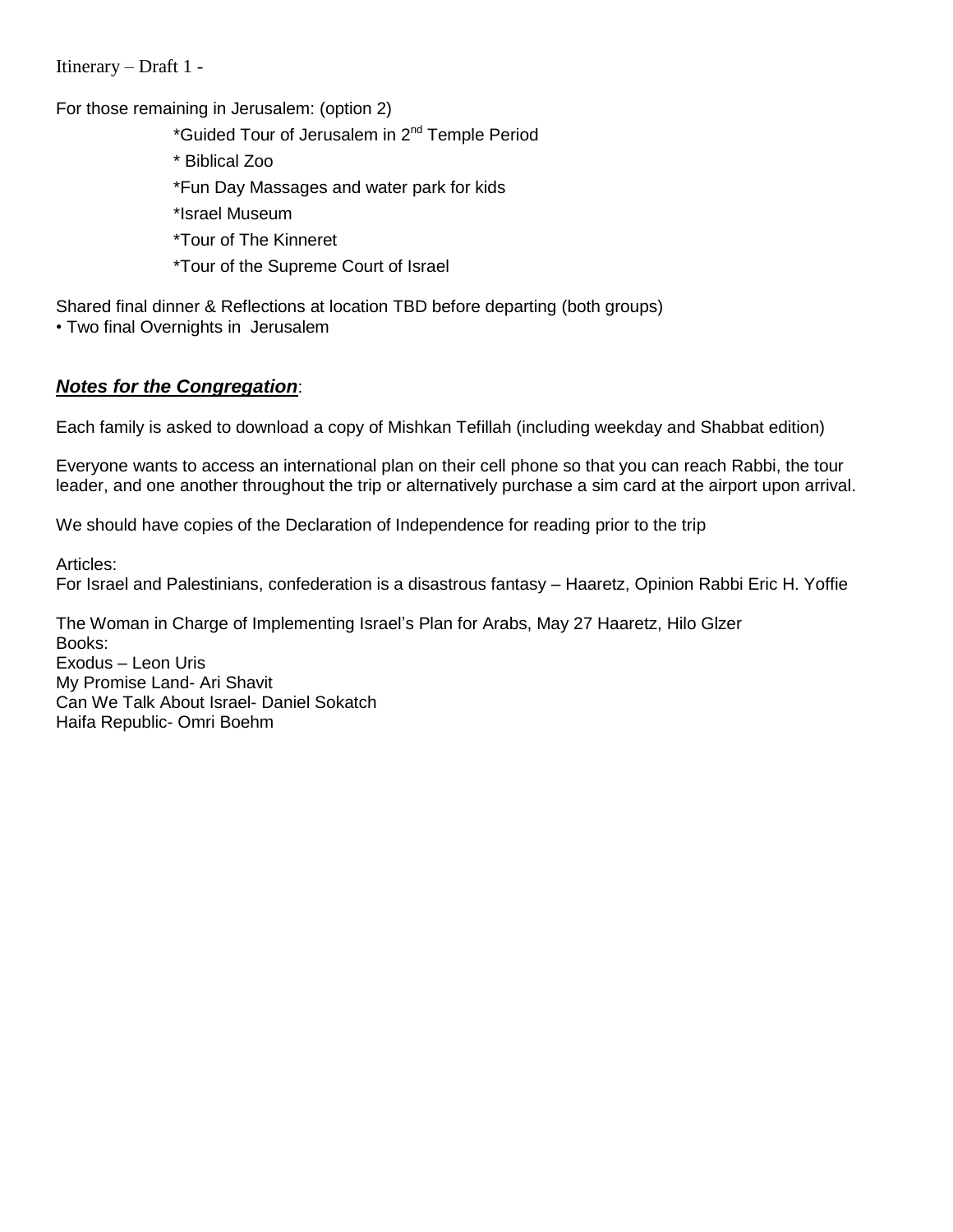Itinerary – Draft 1 -

For those remaining in Jerusalem: (option 2)

- *Guided Tour of Jerusalem in 2nd Temple Period
- * Biblical Zoo
- *Fun Day Massages and water park for kids
- *Israel Museum
- *Tour of The Kinneret
- *Tour of the Supreme Court of Israel

Shared final dinner & Reflections at location TBD before departing (both groups)

• Two final Overnights in Jerusalem

***__Notes for the Congregation__***:

Each family is asked to download a copy of Mishkan Tefillah (including weekday and Shabbat edition)

Everyone wants to access an international plan on their cell phone so that you can reach Rabbi, the tour leader, and one another throughout the trip or alternatively purchase a sim card at the airport upon arrival.

We should have copies of the Declaration of Independence for reading prior to the trip

Articles:
For Israel and Palestinians, confederation is a disastrous fantasy – Haaretz, Opinion Rabbi Eric H. Yoffie

The Woman in Charge of Implementing Israel's Plan for Arabs, May 27 Haaretz, Hilo Glzer
Books:
Exodus – Leon Uris
My Promise Land- Ari Shavit
Can We Talk About Israel- Daniel Sokatch
Haifa Republic- Omri Boehm